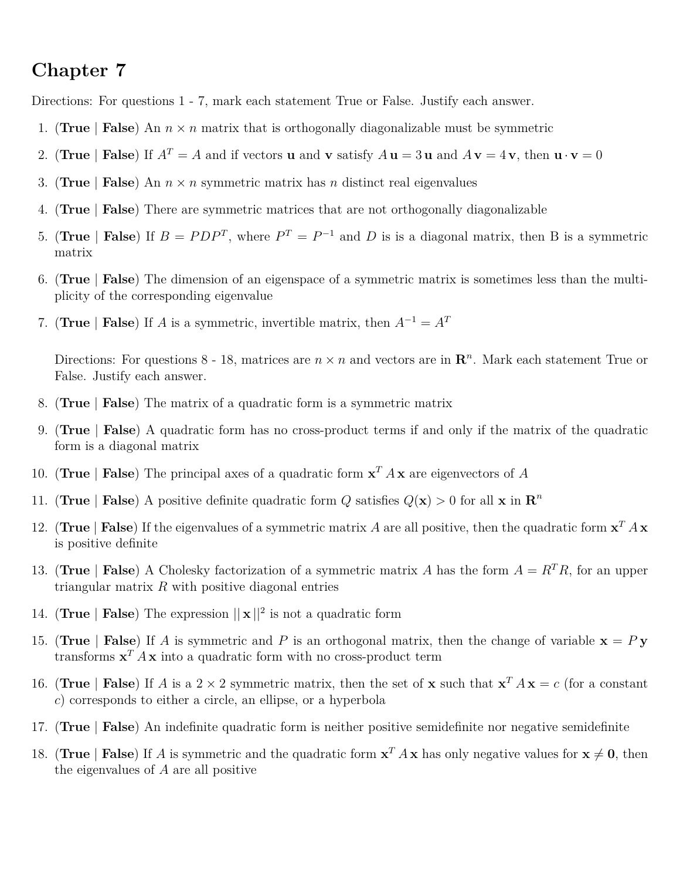# Chapter 7

Directions: For questions 1 - 7, mark each statement True or False. Justify each answer.

1. (**True** | **False**) An $n \times n$ matrix that is orthogonally diagonalizable must be symmetric
2. (**True** | **False**) If $A^T = A$ and if vectors $\mathbf{u}$ and $\mathbf{v}$ satisfy $A\,\mathbf{u} = 3\,\mathbf{u}$ and $A\,\mathbf{v} = 4\,\mathbf{v}$, then $\mathbf{u} \cdot \mathbf{v} = 0$
3. (**True** | **False**) An $n \times n$ symmetric matrix has $n$ distinct real eigenvalues
4. (**True** | **False**) There are symmetric matrices that are not orthogonally diagonalizable
5. (**True** | **False**) If $B = PDP^T$, where $P^T = P^{-1}$ and $D$ is is a diagonal matrix, then B is a symmetric matrix
6. (**True** | **False**) The dimension of an eigenspace of a symmetric matrix is sometimes less than the multiplicity of the corresponding eigenvalue
7. (**True** | **False**) If $A$ is a symmetric, invertible matrix, then $A^{-1} = A^T$

   Directions: For questions 8 - 18, matrices are $n \times n$ and vectors are in $\mathbf{R}^n$. Mark each statement True or False. Justify each answer.

8. (**True** | **False**) The matrix of a quadratic form is a symmetric matrix
9. (**True** | **False**) A quadratic form has no cross-product terms if and only if the matrix of the quadratic form is a diagonal matrix
10. (**True** | **False**) The principal axes of a quadratic form $\mathbf{x}^T A\,\mathbf{x}$ are eigenvectors of $A$
11. (**True** | **False**) A positive definite quadratic form $Q$ satisfies $Q(\mathbf{x}) > 0$ for all $\mathbf{x}$ in $\mathbf{R}^n$
12. (**True** | **False**) If the eigenvalues of a symmetric matrix $A$ are all positive, then the quadratic form $\mathbf{x}^T A\,\mathbf{x}$ is positive definite
13. (**True** | **False**) A Cholesky factorization of a symmetric matrix $A$ has the form $A = R^T R$, for an upper triangular matrix $R$ with positive diagonal entries
14. (**True** | **False**) The expression $||\,\mathbf{x}\,||^2$ is not a quadratic form
15. (**True** | **False**) If $A$ is symmetric and $P$ is an orthogonal matrix, then the change of variable $\mathbf{x} = P\,\mathbf{y}$ transforms $\mathbf{x}^T A\,\mathbf{x}$ into a quadratic form with no cross-product term
16. (**True** | **False**) If $A$ is a $2 \times 2$ symmetric matrix, then the set of $\mathbf{x}$ such that $\mathbf{x}^T A\,\mathbf{x} = c$ (for a constant $c$) corresponds to either a circle, an ellipse, or a hyperbola
17. (**True** | **False**) An indefinite quadratic form is neither positive semidefinite nor negative semidefinite
18. (**True** | **False**) If $A$ is symmetric and the quadratic form $\mathbf{x}^T A\,\mathbf{x}$ has only negative values for $\mathbf{x} \neq \mathbf{0}$, then the eigenvalues of $A$ are all positive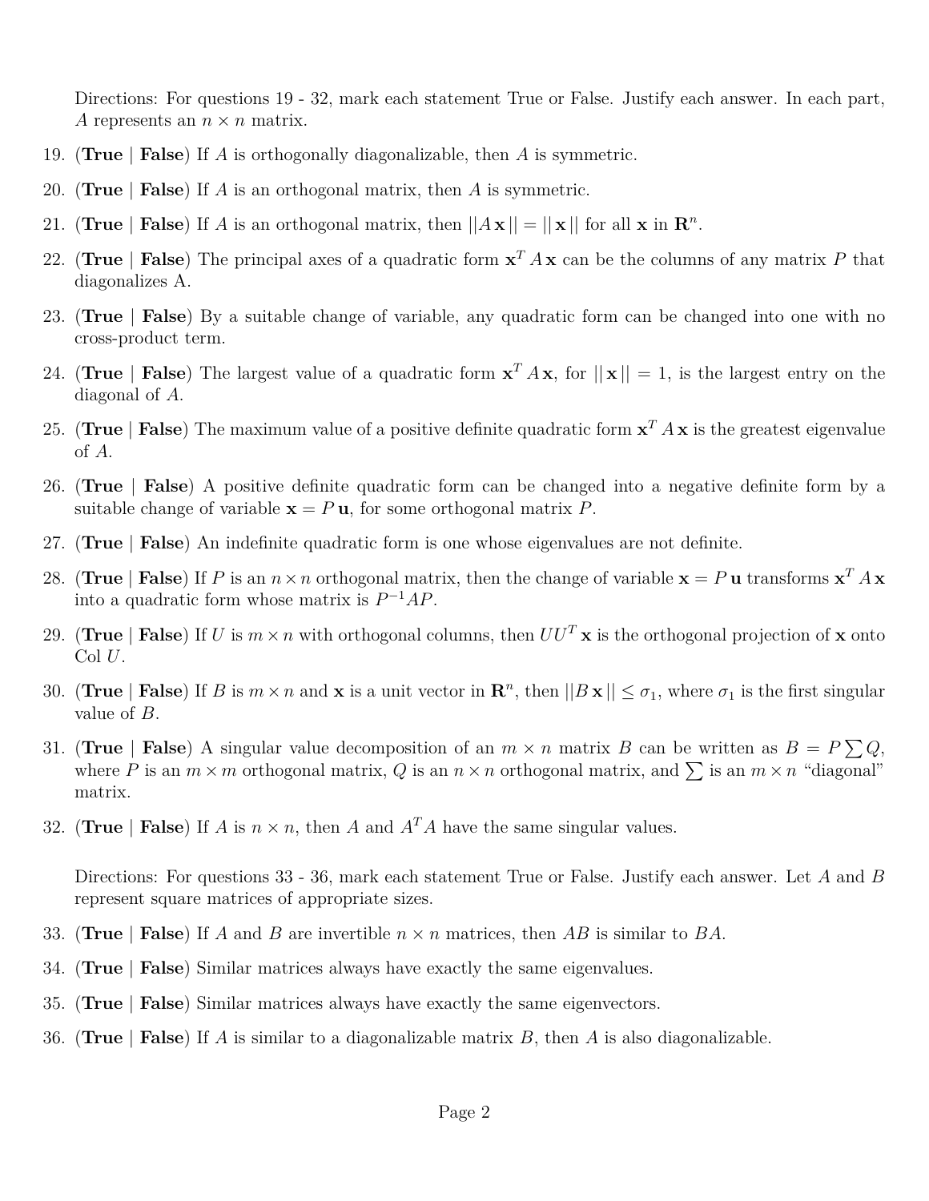Directions: For questions 19 - 32, mark each statement True or False. Justify each answer. In each part, $A$ represents an $n \times n$ matrix.

19. (**True** | **False**) If $A$ is orthogonally diagonalizable, then $A$ is symmetric.

20. (**True** | **False**) If $A$ is an orthogonal matrix, then $A$ is symmetric.

21. (**True** | **False**) If $A$ is an orthogonal matrix, then $||A\mathbf{x}|| = ||\mathbf{x}||$ for all $\mathbf{x}$ in $\mathbf{R}^n$.

22. (**True** | **False**) The principal axes of a quadratic form $\mathbf{x}^T A\mathbf{x}$ can be the columns of any matrix $P$ that diagonalizes A.

23. (**True** | **False**) By a suitable change of variable, any quadratic form can be changed into one with no cross-product term.

24. (**True** | **False**) The largest value of a quadratic form $\mathbf{x}^T A\mathbf{x}$, for $||\mathbf{x}|| = 1$, is the largest entry on the diagonal of $A$.

25. (**True** | **False**) The maximum value of a positive definite quadratic form $\mathbf{x}^T A\mathbf{x}$ is the greatest eigenvalue of $A$.

26. (**True** | **False**) A positive definite quadratic form can be changed into a negative definite form by a suitable change of variable $\mathbf{x} = P\mathbf{u}$, for some orthogonal matrix $P$.

27. (**True** | **False**) An indefinite quadratic form is one whose eigenvalues are not definite.

28. (**True** | **False**) If $P$ is an $n \times n$ orthogonal matrix, then the change of variable $\mathbf{x} = P\mathbf{u}$ transforms $\mathbf{x}^T A\mathbf{x}$ into a quadratic form whose matrix is $P^{-1}AP$.

29. (**True** | **False**) If $U$ is $m \times n$ with orthogonal columns, then $UU^T\mathbf{x}$ is the orthogonal projection of $\mathbf{x}$ onto Col $U$.

30. (**True** | **False**) If $B$ is $m \times n$ and $\mathbf{x}$ is a unit vector in $\mathbf{R}^n$, then $||B\mathbf{x}|| \leq \sigma_1$, where $\sigma_1$ is the first singular value of $B$.

31. (**True** | **False**) A singular value decomposition of an $m \times n$ matrix $B$ can be written as $B = P\sum Q$, where $P$ is an $m \times m$ orthogonal matrix, $Q$ is an $n \times n$ orthogonal matrix, and $\sum$ is an $m \times n$ "diagonal" matrix.

32. (**True** | **False**) If $A$ is $n \times n$, then $A$ and $A^TA$ have the same singular values.

Directions: For questions 33 - 36, mark each statement True or False. Justify each answer. Let $A$ and $B$ represent square matrices of appropriate sizes.

33. (**True** | **False**) If $A$ and $B$ are invertible $n \times n$ matrices, then $AB$ is similar to $BA$.

34. (**True** | **False**) Similar matrices always have exactly the same eigenvalues.

35. (**True** | **False**) Similar matrices always have exactly the same eigenvectors.

36. (**True** | **False**) If $A$ is similar to a diagonalizable matrix $B$, then $A$ is also diagonalizable.